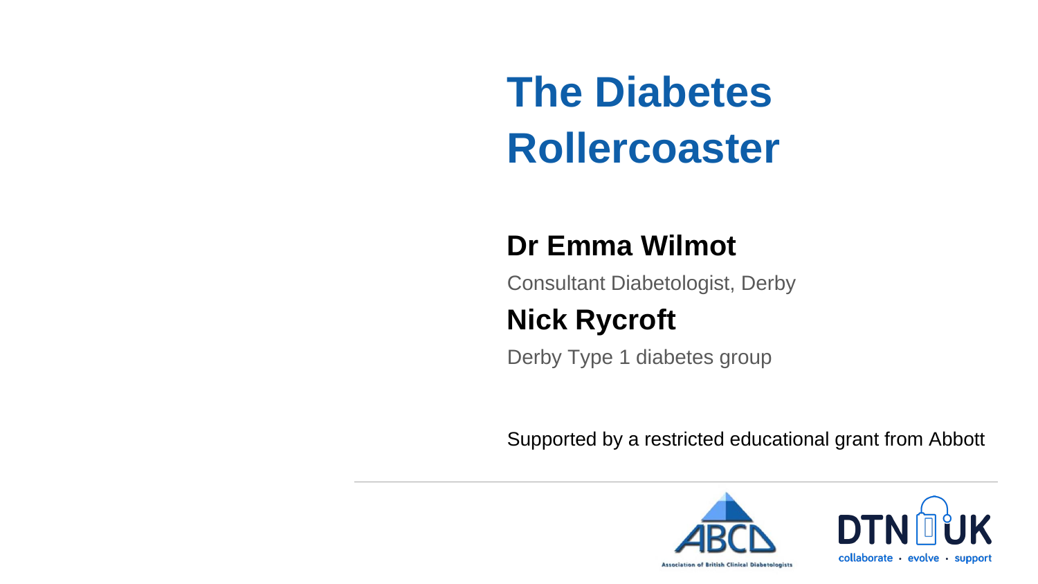# The Diabetes Rollercoaster

**Dr Emma Wilmot**

Consultant Diabetologist, Derby

**Nick Rycroft**

Derby Type 1 diabetes group

Supported by a restricted educational grant from Abbott

Association of British Clinical Diabetologists

DTN UK

collaborate · evolve · support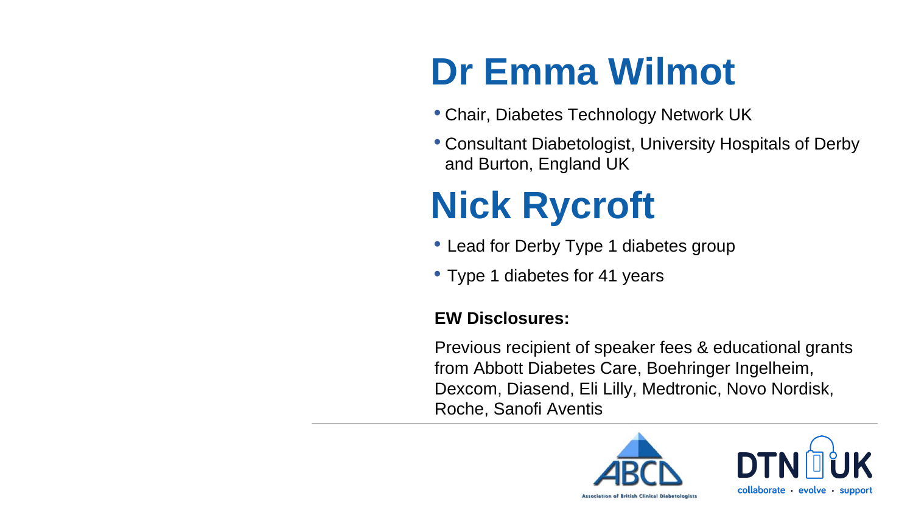# Dr Emma Wilmot

- Chair, Diabetes Technology Network UK
- Consultant Diabetologist, University Hospitals of Derby and Burton, England UK

# Nick Rycroft

- Lead for Derby Type 1 diabetes group
- Type 1 diabetes for 41 years

**EW Disclosures:**

Previous recipient of speaker fees & educational grants from Abbott Diabetes Care, Boehringer Ingelheim, Dexcom, Diasend, Eli Lilly, Medtronic, Novo Nordisk, Roche, Sanofi Aventis

ABCD
Association of British Clinical Diabetologists

DTN UK
collaborate · evolve · support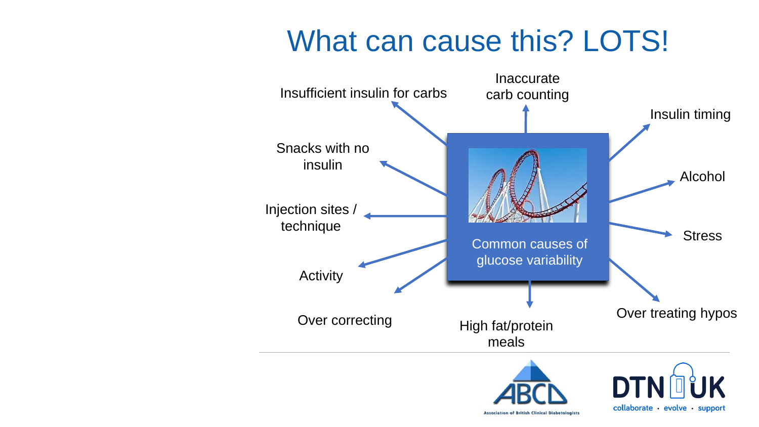# What can cause this? LOTS!

Common causes of glucose variability

- Insufficient insulin for carbs
- Inaccurate carb counting
- Insulin timing
- Snacks with no insulin
- Alcohol
- Injection sites / technique
- Stress
- Activity
- Over correcting
- High fat/protein meals
- Over treating hypos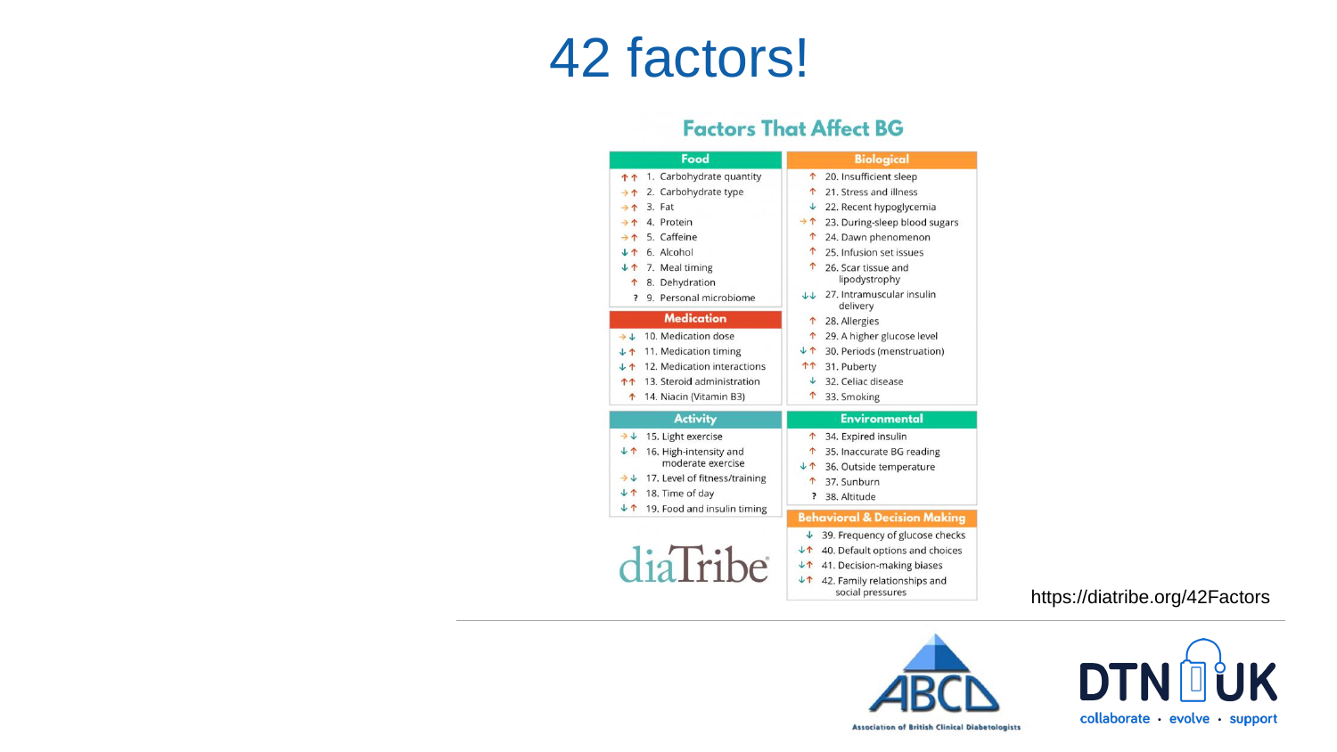# 42 factors!

## Factors That Affect BG

**Food**

| Effect | Factor |
|---|---|
| ↑↑ | 1. Carbohydrate quantity |
| →↑ | 2. Carbohydrate type |
| →↑ | 3. Fat |
| →↑ | 4. Protein |
| →↑ | 5. Caffeine |
| ↓↑ | 6. Alcohol |
| ↓↑ | 7. Meal timing |
| ↑ | 8. Dehydration |
| ? | 9. Personal microbiome |

**Medication**

| Effect | Factor |
|---|---|
| →↓ | 10. Medication dose |
| ↓↑ | 11. Medication timing |
| ↓↑ | 12. Medication interactions |
| ↑↑ | 13. Steroid administration |
| ↑ | 14. Niacin (Vitamin B3) |

**Activity**

| Effect | Factor |
|---|---|
| →↓ | 15. Light exercise |
| ↓↑ | 16. High-intensity and moderate exercise |
| →↓ | 17. Level of fitness/training |
| ↓↑ | 18. Time of day |
| ↓↑ | 19. Food and insulin timing |

**Biological**

| Effect | Factor |
|---|---|
| ↑ | 20. Insufficient sleep |
| ↑ | 21. Stress and illness |
| ↓ | 22. Recent hypoglycemia |
| →↑ | 23. During-sleep blood sugars |
| ↑ | 24. Dawn phenomenon |
| ↑ | 25. Infusion set issues |
| ↑ | 26. Scar tissue and lipodystrophy |
| ↓↓ | 27. Intramuscular insulin delivery |
| ↑ | 28. Allergies |
| ↑ | 29. A higher glucose level |
| ↓↑ | 30. Periods (menstruation) |
| ↑↑ | 31. Puberty |
| ↓ | 32. Celiac disease |
| ↑ | 33. Smoking |

**Environmental**

| Effect | Factor |
|---|---|
| ↑ | 34. Expired insulin |
| ↑ | 35. Inaccurate BG reading |
| ↓↑ | 36. Outside temperature |
| ↑ | 37. Sunburn |
| ? | 38. Altitude |

**Behavioral & Decision Making**

| Effect | Factor |
|---|---|
| ↓ | 39. Frequency of glucose checks |
| ↓↑ | 40. Default options and choices |
| ↓↑ | 41. Decision-making biases |
| ↓↑ | 42. Family relationships and social pressures |

diaTribe®

https://diatribe.org/42Factors

ABCD – Association of British Clinical Diabetologists

DTN UK – collaborate · evolve · support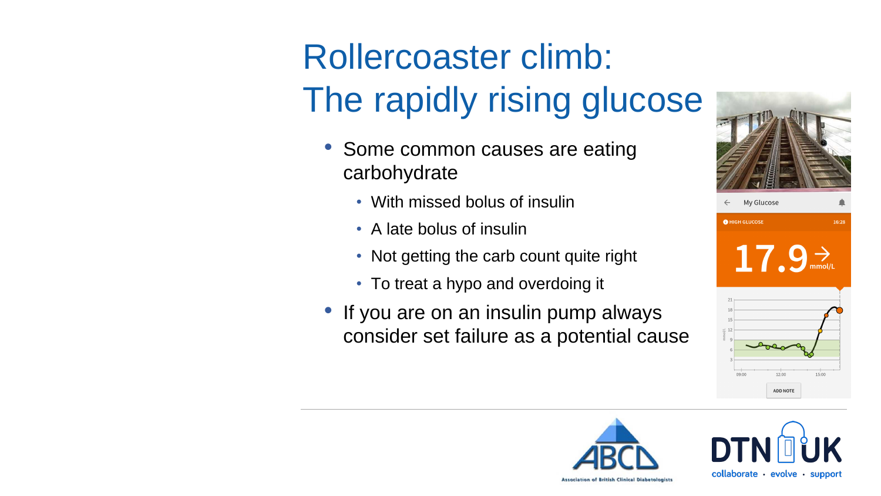# Rollercoaster climb:
# The rapidly rising glucose

- Some common causes are eating carbohydrate
  - With missed bolus of insulin
  - A late bolus of insulin
  - Not getting the carb count quite right
  - To treat a hypo and overdoing it
- If you are on an insulin pump always consider set failure as a potential cause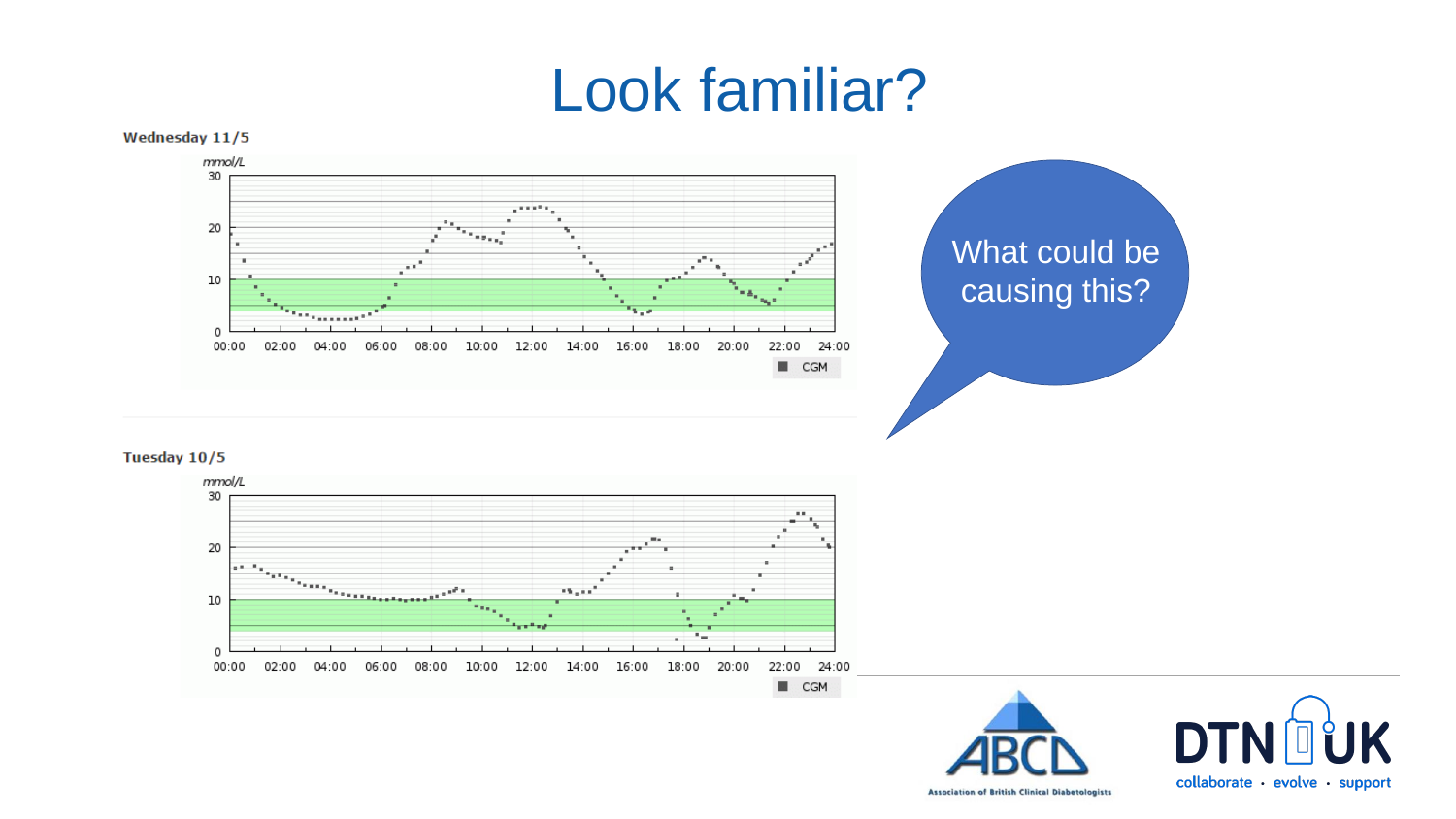# Look familiar?

Wednesday 11/5

mmol/L

CGM

Tuesday 10/5

mmol/L

CGM

What could be causing this?

Association of British Clinical Diabetologists

DTN UK

collaborate · evolve · support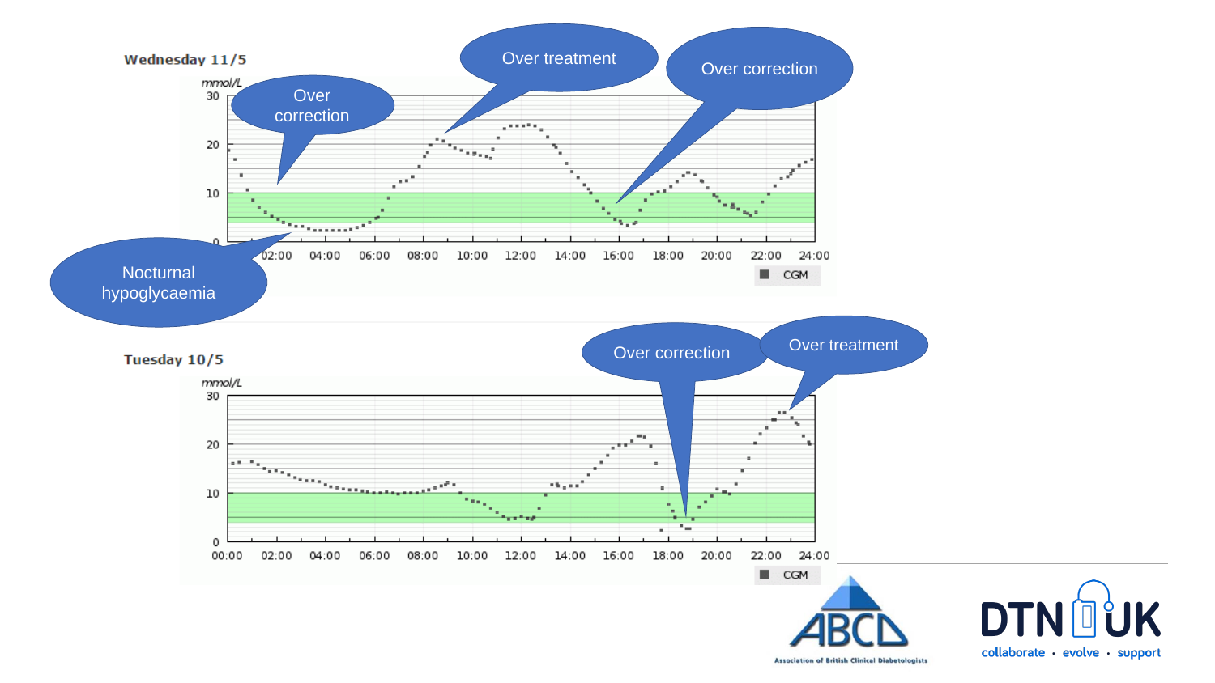Wednesday 11/5

mmol/L

30

20

10

0

02:00 04:00 06:00 08:00 10:00 12:00 14:00 16:00 18:00 20:00 22:00 24:00

CGM

Over correction

Over treatment

Over correction

Nocturnal hypoglycaemia

Tuesday 10/5

mmol/L

30

20

10

0

00:00 02:00 04:00 06:00 08:00 10:00 12:00 14:00 16:00 18:00 20:00 22:00 24:00

CGM

Over correction

Over treatment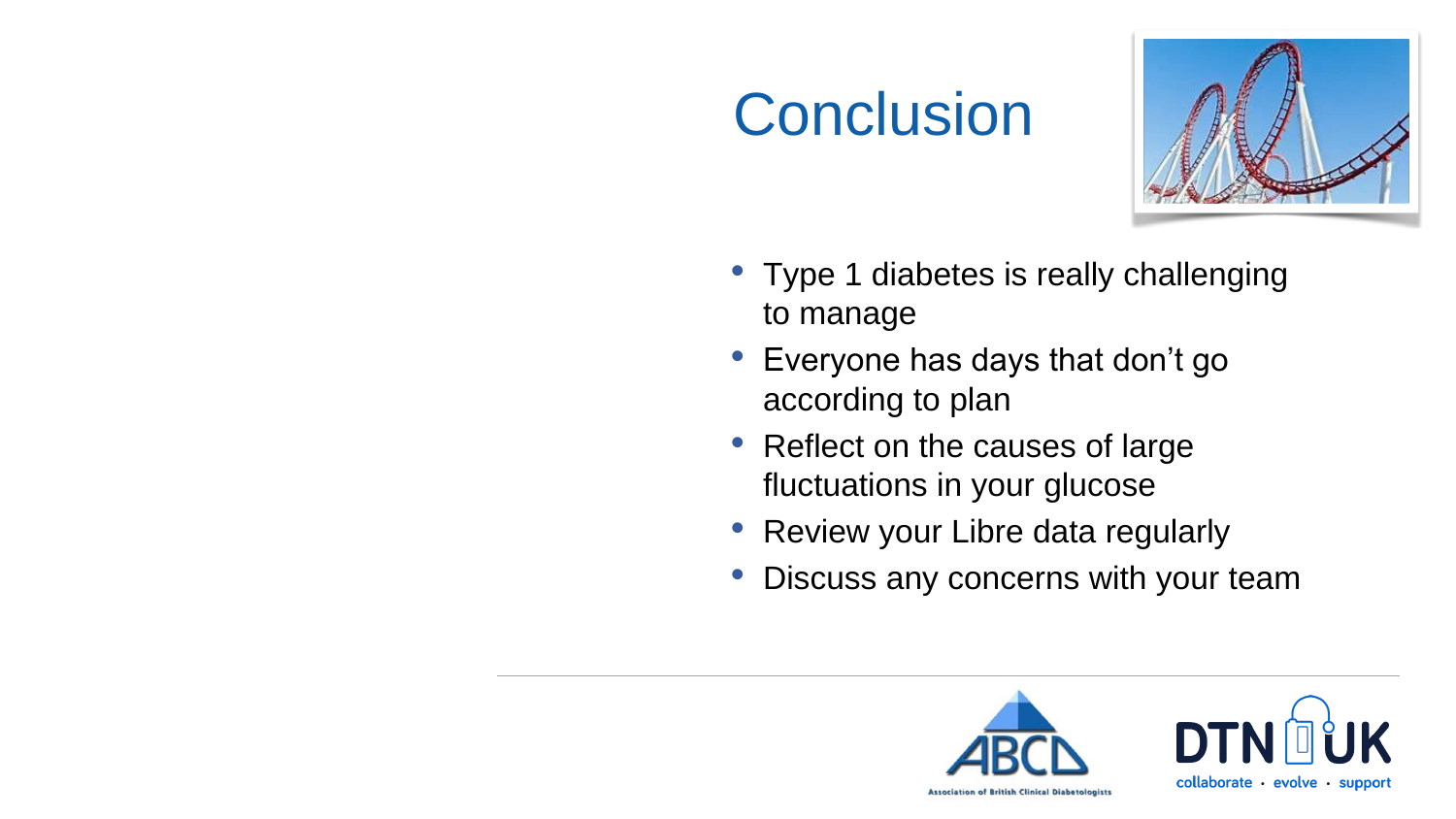# Conclusion

- Type 1 diabetes is really challenging to manage
- Everyone has days that don't go according to plan
- Reflect on the causes of large fluctuations in your glucose
- Review your Libre data regularly
- Discuss any concerns with your team

Association of British Clinical Diabetologists

DTN UK

collaborate · evolve · support